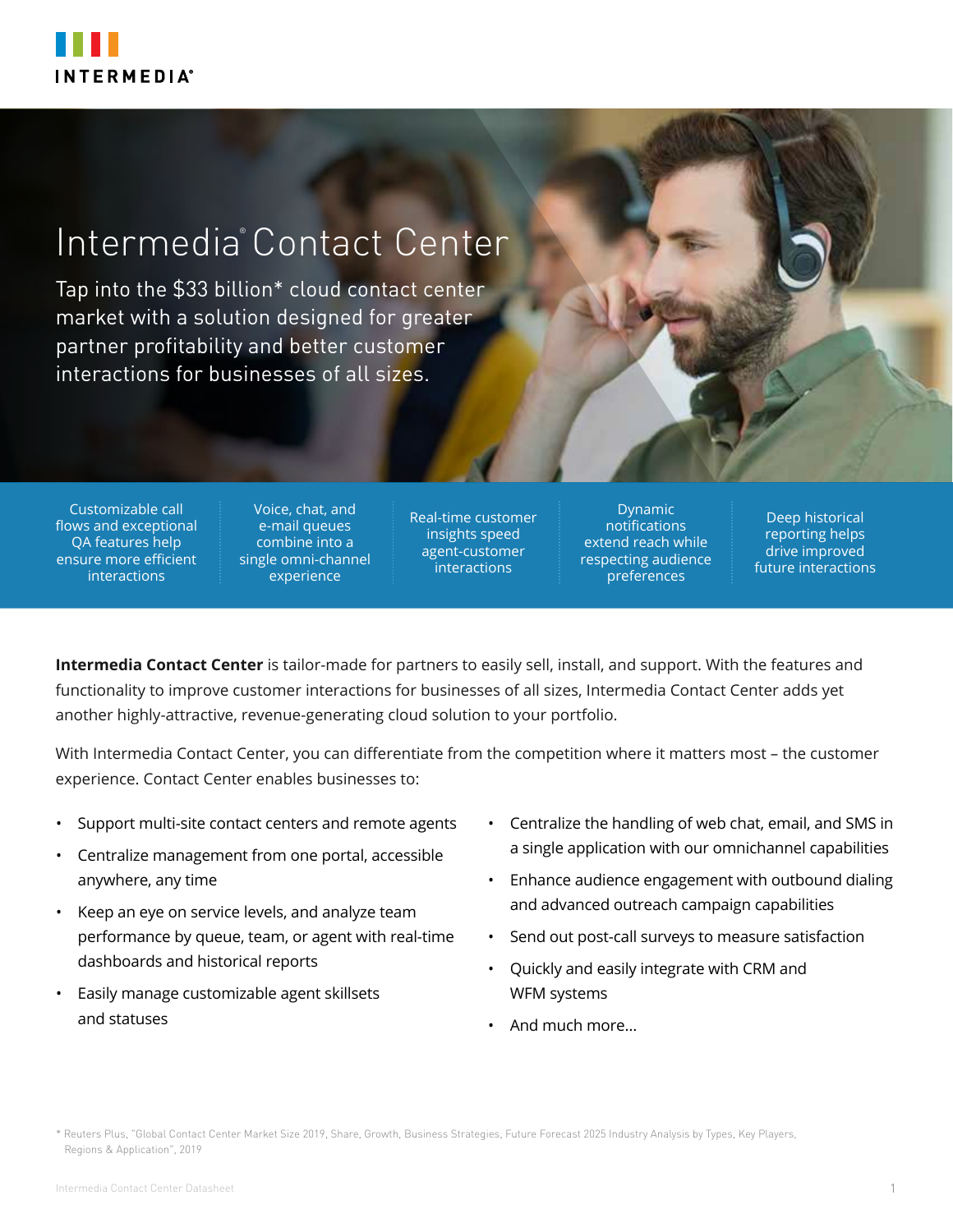INTERMEDIA®

# Intermedia® Contact Center

Tap into the $33 billion* cloud contact center market with a solution designed for greater partner profitability and better customer interactions for businesses of all sizes.

- Customizable call flows and exceptional QA features help ensure more efficient interactions
- Voice, chat, and e-mail queues combine into a single omni-channel experience
- Real-time customer insights speed agent-customer interactions
- Dynamic notifications extend reach while respecting audience preferences
- Deep historical reporting helps drive improved future interactions

**Intermedia Contact Center** is tailor-made for partners to easily sell, install, and support. With the features and functionality to improve customer interactions for businesses of all sizes, Intermedia Contact Center adds yet another highly-attractive, revenue-generating cloud solution to your portfolio.

With Intermedia Contact Center, you can differentiate from the competition where it matters most – the customer experience. Contact Center enables businesses to:

- Support multi-site contact centers and remote agents
- Centralize management from one portal, accessible anywhere, any time
- Keep an eye on service levels, and analyze team performance by queue, team, or agent with real-time dashboards and historical reports
- Easily manage customizable agent skillsets and statuses
- Centralize the handling of web chat, email, and SMS in a single application with our omnichannel capabilities
- Enhance audience engagement with outbound dialing and advanced outreach campaign capabilities
- Send out post-call surveys to measure satisfaction
- Quickly and easily integrate with CRM and WFM systems
- And much more...

* Reuters Plus, "Global Contact Center Market Size 2019, Share, Growth, Business Strategies, Future Forecast 2025 Industry Analysis by Types, Key Players, Regions & Application", 2019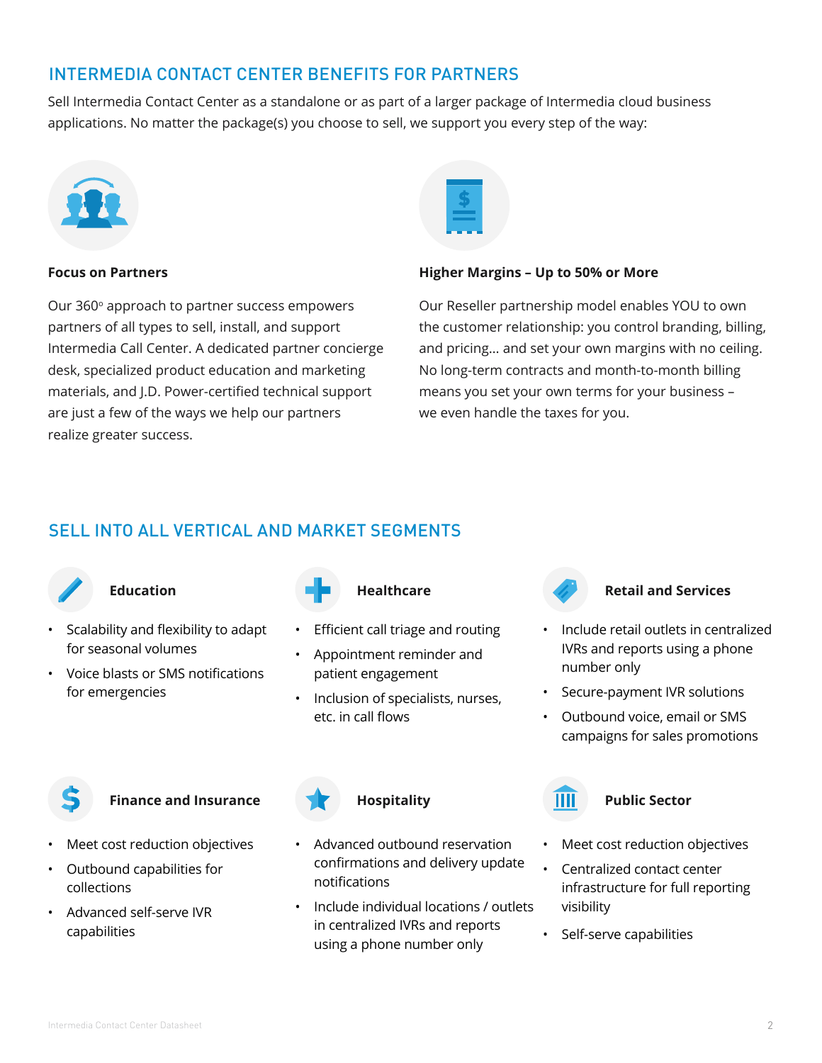## INTERMEDIA CONTACT CENTER BENEFITS FOR PARTNERS

Sell Intermedia Contact Center as a standalone or as part of a larger package of Intermedia cloud business applications. No matter the package(s) you choose to sell, we support you every step of the way:

**Focus on Partners**

Our 360° approach to partner success empowers partners of all types to sell, install, and support Intermedia Call Center. A dedicated partner concierge desk, specialized product education and marketing materials, and J.D. Power-certified technical support are just a few of the ways we help our partners realize greater success.

**Higher Margins – Up to 50% or More**

Our Reseller partnership model enables YOU to own the customer relationship: you control branding, billing, and pricing… and set your own margins with no ceiling. No long-term contracts and month-to-month billing means you set your own terms for your business – we even handle the taxes for you.

## SELL INTO ALL VERTICAL AND MARKET SEGMENTS

**Education**

- Scalability and flexibility to adapt for seasonal volumes
- Voice blasts or SMS notifications for emergencies

**Healthcare**

- Efficient call triage and routing
- Appointment reminder and patient engagement
- Inclusion of specialists, nurses, etc. in call flows

**Retail and Services**

- Include retail outlets in centralized IVRs and reports using a phone number only
- Secure-payment IVR solutions
- Outbound voice, email or SMS campaigns for sales promotions

**Finance and Insurance**

- Meet cost reduction objectives
- Outbound capabilities for collections
- Advanced self-serve IVR capabilities

**Hospitality**

- Advanced outbound reservation confirmations and delivery update notifications
- Include individual locations / outlets in centralized IVRs and reports using a phone number only

**Public Sector**

- Meet cost reduction objectives
- Centralized contact center infrastructure for full reporting visibility
- Self-serve capabilities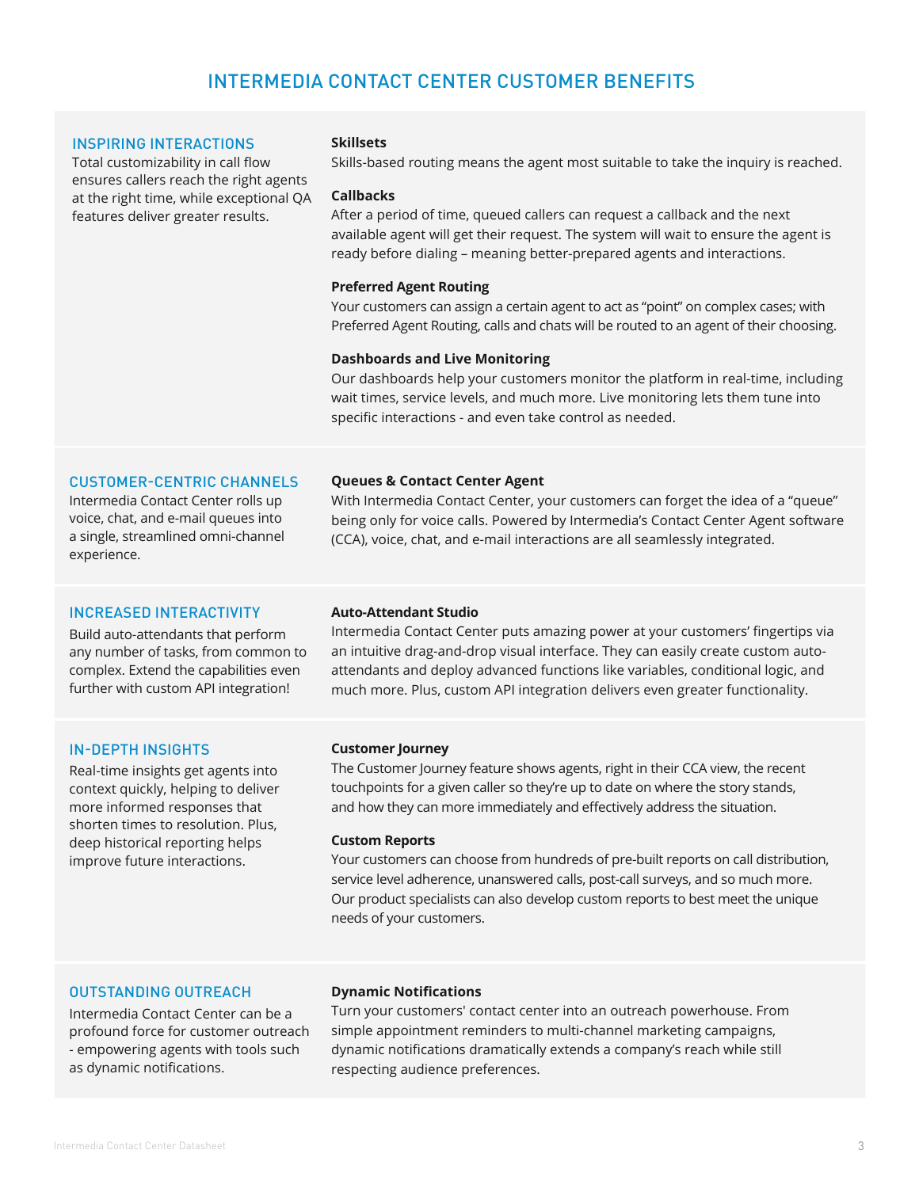# INTERMEDIA CONTACT CENTER CUSTOMER BENEFITS

## INSPIRING INTERACTIONS

Total customizability in call flow ensures callers reach the right agents at the right time, while exceptional QA features deliver greater results.

**Skillsets**

Skills-based routing means the agent most suitable to take the inquiry is reached.

**Callbacks**

After a period of time, queued callers can request a callback and the next available agent will get their request. The system will wait to ensure the agent is ready before dialing – meaning better-prepared agents and interactions.

**Preferred Agent Routing**

Your customers can assign a certain agent to act as "point" on complex cases; with Preferred Agent Routing, calls and chats will be routed to an agent of their choosing.

**Dashboards and Live Monitoring**

Our dashboards help your customers monitor the platform in real-time, including wait times, service levels, and much more. Live monitoring lets them tune into specific interactions - and even take control as needed.

## CUSTOMER-CENTRIC CHANNELS

Intermedia Contact Center rolls up voice, chat, and e-mail queues into a single, streamlined omni-channel experience.

**Queues & Contact Center Agent**

With Intermedia Contact Center, your customers can forget the idea of a "queue" being only for voice calls. Powered by Intermedia's Contact Center Agent software (CCA), voice, chat, and e-mail interactions are all seamlessly integrated.

## INCREASED INTERACTIVITY

Build auto-attendants that perform any number of tasks, from common to complex. Extend the capabilities even further with custom API integration!

**Auto-Attendant Studio**

Intermedia Contact Center puts amazing power at your customers' fingertips via an intuitive drag-and-drop visual interface. They can easily create custom auto-attendants and deploy advanced functions like variables, conditional logic, and much more. Plus, custom API integration delivers even greater functionality.

## IN-DEPTH INSIGHTS

Real-time insights get agents into context quickly, helping to deliver more informed responses that shorten times to resolution. Plus, deep historical reporting helps improve future interactions.

**Customer Journey**

The Customer Journey feature shows agents, right in their CCA view, the recent touchpoints for a given caller so they're up to date on where the story stands, and how they can more immediately and effectively address the situation.

**Custom Reports**

Your customers can choose from hundreds of pre-built reports on call distribution, service level adherence, unanswered calls, post-call surveys, and so much more. Our product specialists can also develop custom reports to best meet the unique needs of your customers.

## OUTSTANDING OUTREACH

Intermedia Contact Center can be a profound force for customer outreach - empowering agents with tools such as dynamic notifications.

**Dynamic Notifications**

Turn your customers' contact center into an outreach powerhouse. From simple appointment reminders to multi-channel marketing campaigns, dynamic notifications dramatically extends a company's reach while still respecting audience preferences.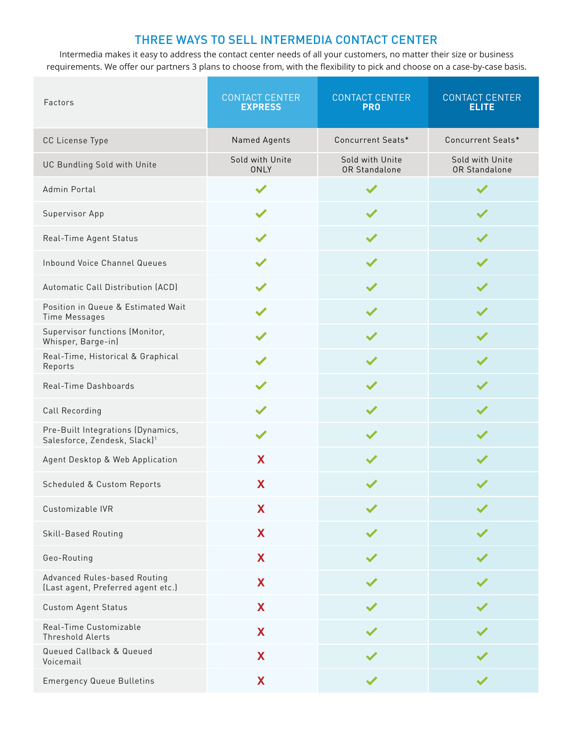## THREE WAYS TO SELL INTERMEDIA CONTACT CENTER

Intermedia makes it easy to address the contact center needs of all your customers, no matter their size or business requirements. We offer our partners 3 plans to choose from, with the flexibility to pick and choose on a case-by-case basis.

| Factors | CONTACT CENTER **EXPRESS** | CONTACT CENTER **PRO** | CONTACT CENTER **ELITE** |
|---|---|---|---|
| CC License Type | Named Agents | Concurrent Seats* | Concurrent Seats* |
| UC Bundling Sold with Unite | Sold with Unite ONLY | Sold with Unite OR Standalone | Sold with Unite OR Standalone |
| Admin Portal | ✓ | ✓ | ✓ |
| Supervisor App | ✓ | ✓ | ✓ |
| Real-Time Agent Status | ✓ | ✓ | ✓ |
| Inbound Voice Channel Queues | ✓ | ✓ | ✓ |
| Automatic Call Distribution (ACD) | ✓ | ✓ | ✓ |
| Position in Queue & Estimated Wait Time Messages | ✓ | ✓ | ✓ |
| Supervisor functions (Monitor, Whisper, Barge-in) | ✓ | ✓ | ✓ |
| Real-Time, Historical & Graphical Reports | ✓ | ✓ | ✓ |
| Real-Time Dashboards | ✓ | ✓ | ✓ |
| Call Recording | ✓ | ✓ | ✓ |
| Pre-Built Integrations (Dynamics, Salesforce, Zendesk, Slack)[1] | ✓ | ✓ | ✓ |
| Agent Desktop & Web Application | X | ✓ | ✓ |
| Scheduled & Custom Reports | X | ✓ | ✓ |
| Customizable IVR | X | ✓ | ✓ |
| Skill-Based Routing | X | ✓ | ✓ |
| Geo-Routing | X | ✓ | ✓ |
| Advanced Rules-based Routing (Last agent, Preferred agent etc.) | X | ✓ | ✓ |
| Custom Agent Status | X | ✓ | ✓ |
| Real-Time Customizable Threshold Alerts | X | ✓ | ✓ |
| Queued Callback & Queued Voicemail | X | ✓ | ✓ |
| Emergency Queue Bulletins | X | ✓ | ✓ |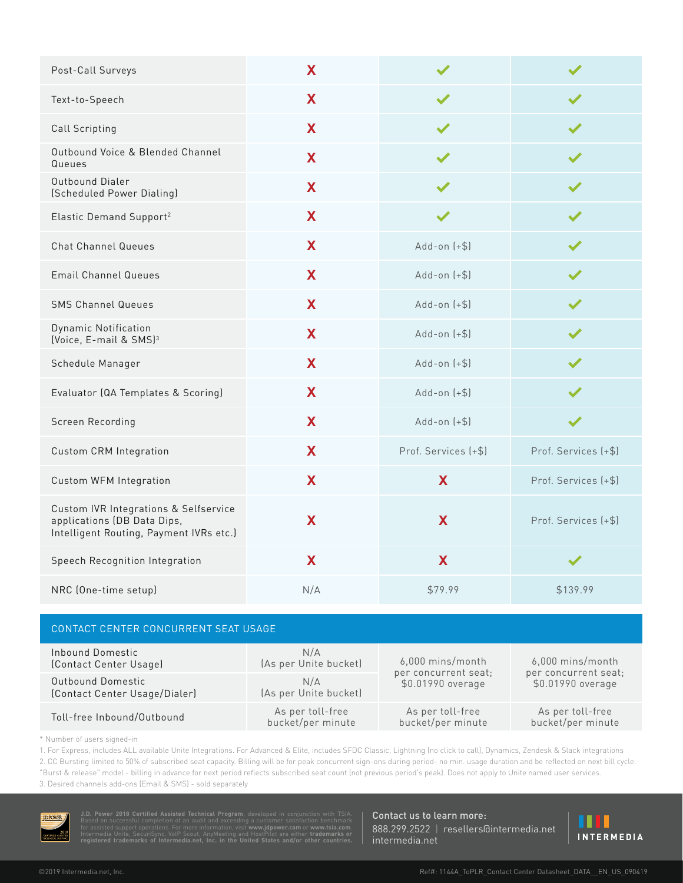| | | | |
|---|---|---|---|
| Post-Call Surveys | X | ✓ | ✓ |
| Text-to-Speech | X | ✓ | ✓ |
| Call Scripting | X | ✓ | ✓ |
| Outbound Voice & Blended Channel Queues | X | ✓ | ✓ |
| Outbound Dialer (Scheduled Power Dialing) | X | ✓ | ✓ |
| Elastic Demand Support[2] | X | ✓ | ✓ |
| Chat Channel Queues | X | Add-on (+$) | ✓ |
| Email Channel Queues | X | Add-on (+$) | ✓ |
| SMS Channel Queues | X | Add-on (+$) | ✓ |
| Dynamic Notification (Voice, E-mail & SMS)[3] | X | Add-on (+$) | ✓ |
| Schedule Manager | X | Add-on (+$) | ✓ |
| Evaluator (QA Templates & Scoring) | X | Add-on (+$) | ✓ |
| Screen Recording | X | Add-on (+$) | ✓ |
| Custom CRM Integration | X | Prof. Services (+$) | Prof. Services (+$) |
| Custom WFM Integration | X | X | Prof. Services (+$) |
| Custom IVR Integrations & Selfservice applications (DB Data Dips, Intelligent Routing, Payment IVRs etc.) | X | X | Prof. Services (+$) |
| Speech Recognition Integration | X | X | ✓ |
| NRC (One-time setup) | N/A | $79.99 | $139.99 |

| CONTACT CENTER CONCURRENT SEAT USAGE | | | |
|---|---|---|---|
| Inbound Domestic (Contact Center Usage) | N/A (As per Unite bucket) | 6,000 mins/month per concurrent seat; $0.01990 overage | 6,000 mins/month per concurrent seat; $0.01990 overage |
| Outbound Domestic (Contact Center Usage/Dialer) | N/A (As per Unite bucket) | | |
| Toll-free Inbound/Outbound | As per toll-free bucket/per minute | As per toll-free bucket/per minute | As per toll-free bucket/per minute |

\* Number of users signed-in

1. For Express, includes ALL available Unite Integrations. For Advanced & Elite, includes SFDC Classic, Lightning (no click to call), Dynamics, Zendesk & Slack integrations
2. CC Bursting limited to 50% of subscribed seat capacity. Billing will be for peak concurrent sign-ons during period- no min. usage duration and be reflected on next bill cycle. "Burst & release" model - billing in advance for next period reflects subscribed seat count (not previous period's peak). Does not apply to Unite named user services.
3. Desired channels add-ons (Email & SMS) - sold separately

**J.D. Power 2018 Certified Assisted Technical Program**, developed in conjunction with TSIA. Based on successful completion of an audit and exceeding a customer satisfaction benchmark for assisted support operations. For more information, visit **www.jdpower.com** or **www.tsia.com**. Intermedia Unite, SecuriSync, VoIP Scout, AnyMeeting and HostPilot are either **trademarks or registered trademarks of Intermedia.net, Inc. in the United States and/or other countries.**

Contact us to learn more:
888.299.2522 | resellers@intermedia.net
intermedia.net

INTERMEDIA

©2019 Intermedia.net, Inc.

Ref#: 1144A_ToPLR_Contact Center Datasheet_DATA__EN_US_090419